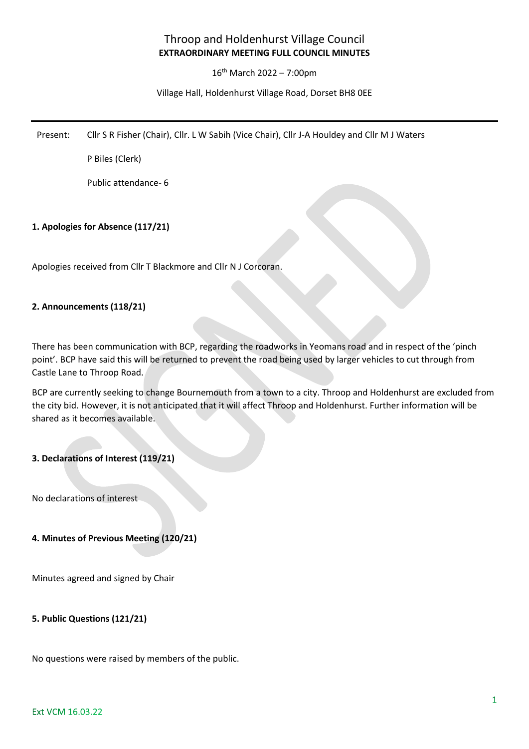# Throop and Holdenhurst Village Council

**EXTRAORDINARY MEETING FULL COUNCIL MINUTES**

16th March 2022 – 7:00pm

Village Hall, Holdenhurst Village Road, Dorset BH8 0EE

---

Present: Cllr S R Fisher (Chair), Cllr. L W Sabih (Vice Chair), Cllr J-A Houldey and Cllr M J Waters

P Biles (Clerk)

Public attendance- 6

**1. Apologies for Absence (117/21)**

Apologies received from Cllr T Blackmore and Cllr N J Corcoran.

**2. Announcements (118/21)**

There has been communication with BCP, regarding the roadworks in Yeomans road and in respect of the 'pinch point'. BCP have said this will be returned to prevent the road being used by larger vehicles to cut through from Castle Lane to Throop Road.

BCP are currently seeking to change Bournemouth from a town to a city. Throop and Holdenhurst are excluded from the city bid. However, it is not anticipated that it will affect Throop and Holdenhurst. Further information will be shared as it becomes available.

**3. Declarations of Interest (119/21)**

No declarations of interest

**4. Minutes of Previous Meeting (120/21)**

Minutes agreed and signed by Chair

**5. Public Questions (121/21)**

No questions were raised by members of the public.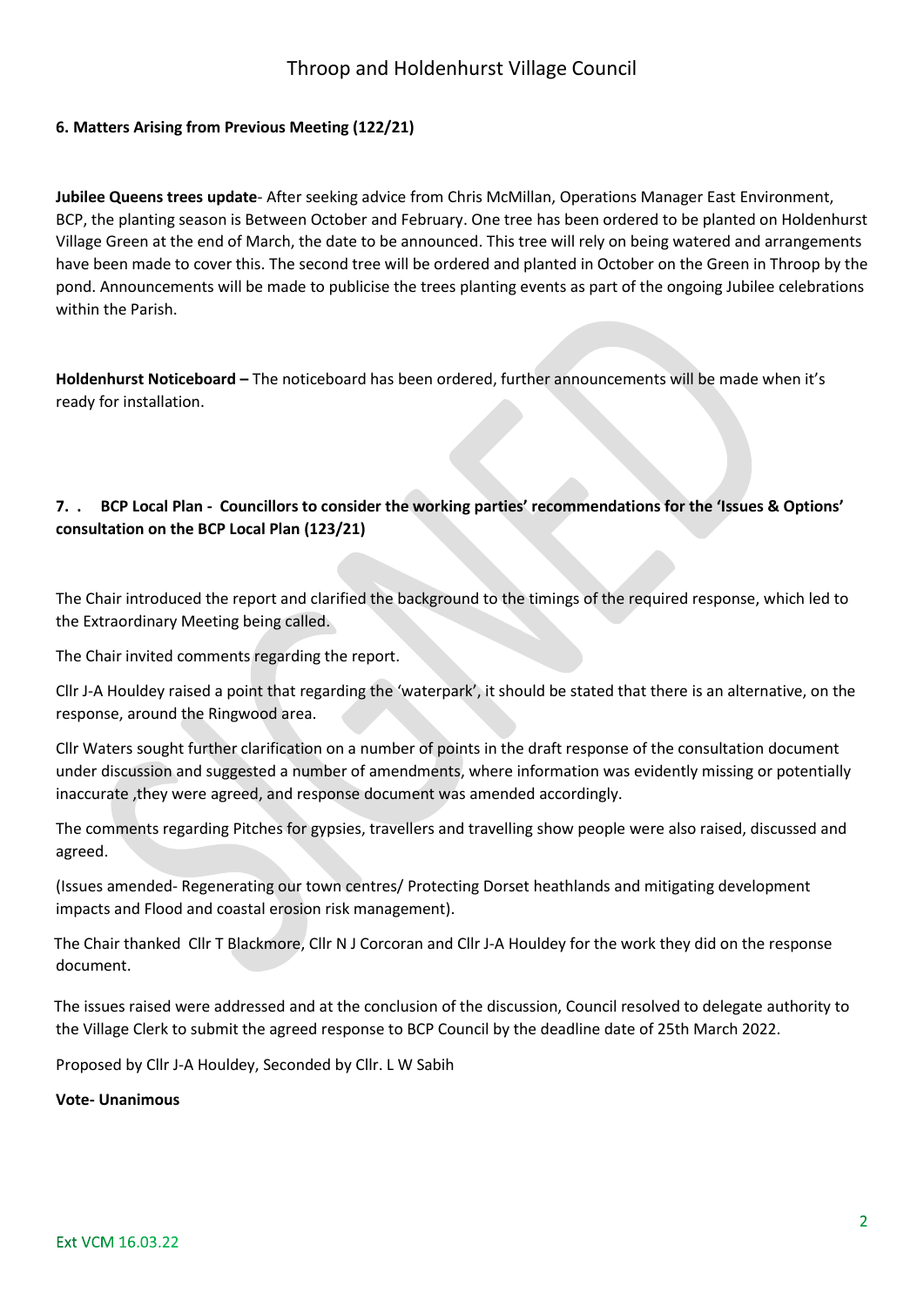### 6. Matters Arising from Previous Meeting (122/21)

**Jubilee Queens trees update**- After seeking advice from Chris McMillan, Operations Manager East Environment, BCP, the planting season is Between October and February. One tree has been ordered to be planted on Holdenhurst Village Green at the end of March, the date to be announced. This tree will rely on being watered and arrangements have been made to cover this. The second tree will be ordered and planted in October on the Green in Throop by the pond. Announcements will be made to publicise the trees planting events as part of the ongoing Jubilee celebrations within the Parish.

**Holdenhurst Noticeboard –** The noticeboard has been ordered, further announcements will be made when it's ready for installation.

### 7. . BCP Local Plan - Councillors to consider the working parties' recommendations for the 'Issues & Options' consultation on the BCP Local Plan (123/21)

The Chair introduced the report and clarified the background to the timings of the required response, which led to the Extraordinary Meeting being called.

The Chair invited comments regarding the report.

Cllr J-A Houldey raised a point that regarding the 'waterpark', it should be stated that there is an alternative, on the response, around the Ringwood area.

Cllr Waters sought further clarification on a number of points in the draft response of the consultation document under discussion and suggested a number of amendments, where information was evidently missing or potentially inaccurate ,they were agreed, and response document was amended accordingly.

The comments regarding Pitches for gypsies, travellers and travelling show people were also raised, discussed and agreed.

(Issues amended- Regenerating our town centres/ Protecting Dorset heathlands and mitigating development impacts and Flood and coastal erosion risk management).

The Chair thanked Cllr T Blackmore, Cllr N J Corcoran and Cllr J-A Houldey for the work they did on the response document.

The issues raised were addressed and at the conclusion of the discussion, Council resolved to delegate authority to the Village Clerk to submit the agreed response to BCP Council by the deadline date of 25th March 2022.

Proposed by Cllr J-A Houldey, Seconded by Cllr. L W Sabih

**Vote- Unanimous**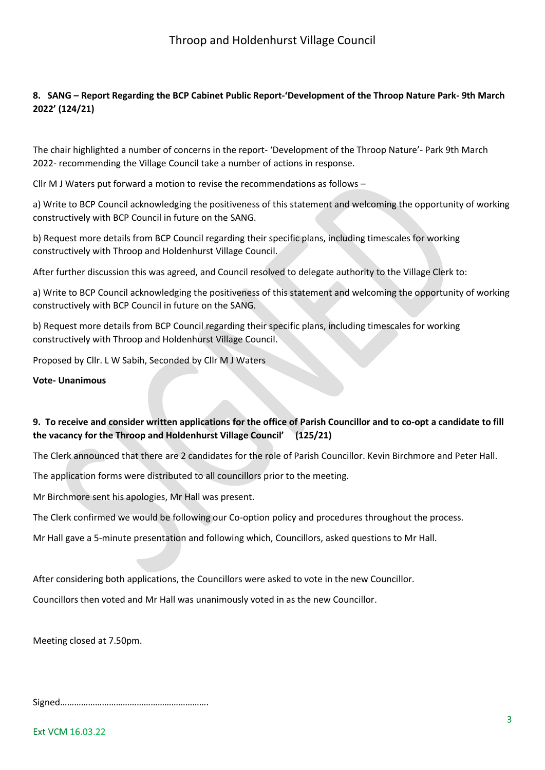**8. SANG – Report Regarding the BCP Cabinet Public Report-'Development of the Throop Nature Park- 9th March 2022' (124/21)**

The chair highlighted a number of concerns in the report- 'Development of the Throop Nature'- Park 9th March 2022- recommending the Village Council take a number of actions in response.

Cllr M J Waters put forward a motion to revise the recommendations as follows –

a) Write to BCP Council acknowledging the positiveness of this statement and welcoming the opportunity of working constructively with BCP Council in future on the SANG.

b) Request more details from BCP Council regarding their specific plans, including timescales for working constructively with Throop and Holdenhurst Village Council.

After further discussion this was agreed, and Council resolved to delegate authority to the Village Clerk to:

a) Write to BCP Council acknowledging the positiveness of this statement and welcoming the opportunity of working constructively with BCP Council in future on the SANG.

b) Request more details from BCP Council regarding their specific plans, including timescales for working constructively with Throop and Holdenhurst Village Council.

Proposed by Cllr. L W Sabih, Seconded by Cllr M J Waters

**Vote- Unanimous**

**9. To receive and consider written applications for the office of Parish Councillor and to co-opt a candidate to fill the vacancy for the Throop and Holdenhurst Village Council' (125/21)**

The Clerk announced that there are 2 candidates for the role of Parish Councillor. Kevin Birchmore and Peter Hall.

The application forms were distributed to all councillors prior to the meeting.

Mr Birchmore sent his apologies, Mr Hall was present.

The Clerk confirmed we would be following our Co-option policy and procedures throughout the process.

Mr Hall gave a 5-minute presentation and following which, Councillors, asked questions to Mr Hall.

After considering both applications, the Councillors were asked to vote in the new Councillor.

Councillors then voted and Mr Hall was unanimously voted in as the new Councillor.

Meeting closed at 7.50pm.

Signed……………………………………………………….